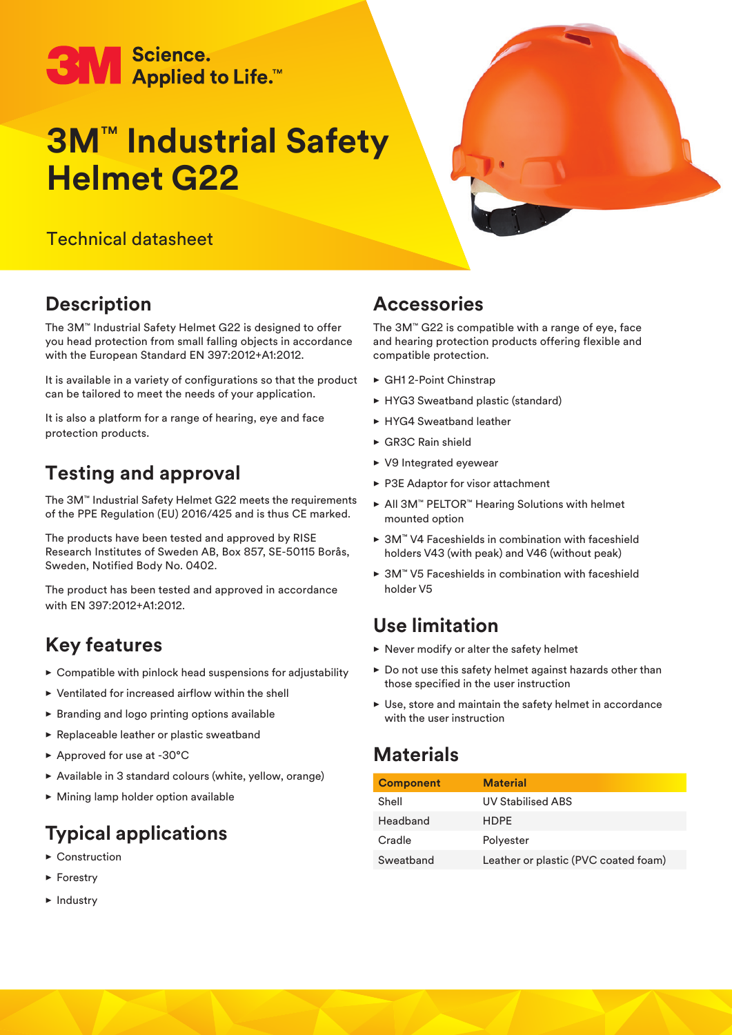3M Science. Applied to Life.™

# 3M™ Industrial Safety Helmet G22

Technical datasheet

## Description

The 3M™ Industrial Safety Helmet G22 is designed to offer you head protection from small falling objects in accordance with the European Standard EN 397:2012+A1:2012.

It is available in a variety of configurations so that the product can be tailored to meet the needs of your application.

It is also a platform for a range of hearing, eye and face protection products.

## Testing and approval

The 3M™ Industrial Safety Helmet G22 meets the requirements of the PPE Regulation (EU) 2016/425 and is thus CE marked.

The products have been tested and approved by RISE Research Institutes of Sweden AB, Box 857, SE-50115 Borås, Sweden, Notified Body No. 0402.

The product has been tested and approved in accordance with EN 397:2012+A1:2012.

## Key features

- Compatible with pinlock head suspensions for adjustability
- Ventilated for increased airflow within the shell
- Branding and logo printing options available
- Replaceable leather or plastic sweatband
- Approved for use at -30°C
- Available in 3 standard colours (white, yellow, orange)
- Mining lamp holder option available

## Typical applications

- Construction
- Forestry
- Industry

## Accessories

The 3M™ G22 is compatible with a range of eye, face and hearing protection products offering flexible and compatible protection.

- GH1 2-Point Chinstrap
- HYG3 Sweatband plastic (standard)
- HYG4 Sweatband leather
- GR3C Rain shield
- V9 Integrated eyewear
- P3E Adaptor for visor attachment
- All 3M™ PELTOR™ Hearing Solutions with helmet mounted option
- 3M™ V4 Faceshields in combination with faceshield holders V43 (with peak) and V46 (without peak)
- 3M™ V5 Faceshields in combination with faceshield holder V5

## Use limitation

- Never modify or alter the safety helmet
- Do not use this safety helmet against hazards other than those specified in the user instruction
- Use, store and maintain the safety helmet in accordance with the user instruction

## Materials

| Component | Material |
|---|---|
| Shell | UV Stabilised ABS |
| Headband | HDPE |
| Cradle | Polyester |
| Sweatband | Leather or plastic (PVC coated foam) |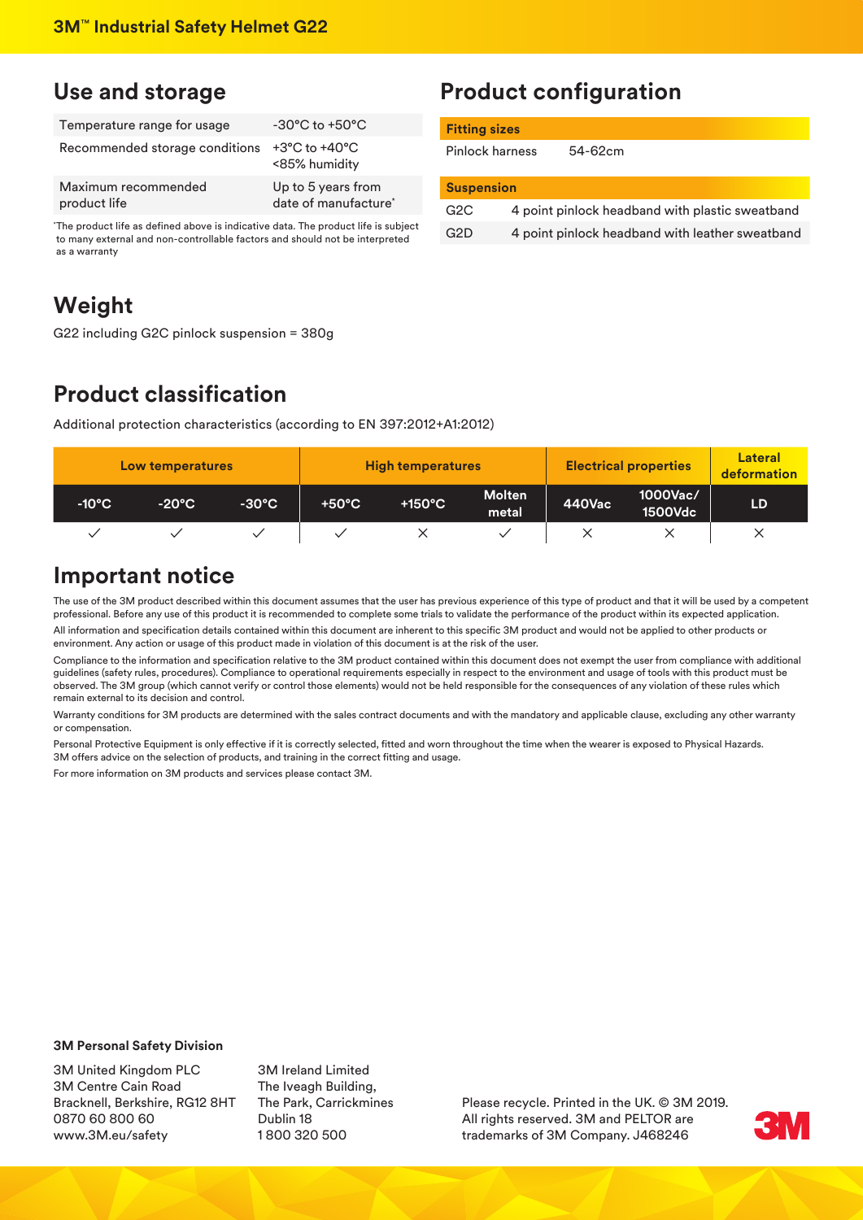## Use and storage

| | |
|---|---|
| Temperature range for usage | -30°C to +50°C |
| Recommended storage conditions | +3°C to +40°C <85% humidity |
| Maximum recommended product life | Up to 5 years from date of manufacture* |

*The product life as defined above is indicative data. The product life is subject to many external and non-controllable factors and should not be interpreted as a warranty

## Product configuration

| Fitting sizes | |
|---|---|
| Pinlock harness | 54-62cm |

| Suspension | |
|---|---|
| G2C | 4 point pinlock headband with plastic sweatband |
| G2D | 4 point pinlock headband with leather sweatband |

## Weight

G22 including G2C pinlock suspension = 380g

## Product classification

Additional protection characteristics (according to EN 397:2012+A1:2012)

| Low temperatures | | | High temperatures | | | Electrical properties | | Lateral deformation |
|---|---|---|---|---|---|---|---|---|
| -10°C | -20°C | -30°C | +50°C | +150°C | Molten metal | 440Vac | 1000Vac/ 1500Vdc | LD |
| ✓ | ✓ | ✓ | ✓ | × | ✓ | × | × | × |

## Important notice

The use of the 3M product described within this document assumes that the user has previous experience of this type of product and that it will be used by a competent professional. Before any use of this product it is recommended to complete some trials to validate the performance of the product within its expected application.

All information and specification details contained within this document are inherent to this specific 3M product and would not be applied to other products or environment. Any action or usage of this product made in violation of this document is at the risk of the user.

Compliance to the information and specification relative to the 3M product contained within this document does not exempt the user from compliance with additional guidelines (safety rules, procedures). Compliance to operational requirements especially in respect to the environment and usage of tools with this product must be observed. The 3M group (which cannot verify or control those elements) would not be held responsible for the consequences of any violation of these rules which remain external to its decision and control.

Warranty conditions for 3M products are determined with the sales contract documents and with the mandatory and applicable clause, excluding any other warranty or compensation.

Personal Protective Equipment is only effective if it is correctly selected, fitted and worn throughout the time when the wearer is exposed to Physical Hazards. 3M offers advice on the selection of products, and training in the correct fitting and usage.

For more information on 3M products and services please contact 3M.

**3M Personal Safety Division**

3M United Kingdom PLC
3M Centre Cain Road
Bracknell, Berkshire, RG12 8HT
0870 60 800 60
www.3M.eu/safety

3M Ireland Limited
The Iveagh Building,
The Park, Carrickmines
Dublin 18
1 800 320 500

Please recycle. Printed in the UK. © 3M 2019. All rights reserved. 3M and PELTOR are trademarks of 3M Company. J468246